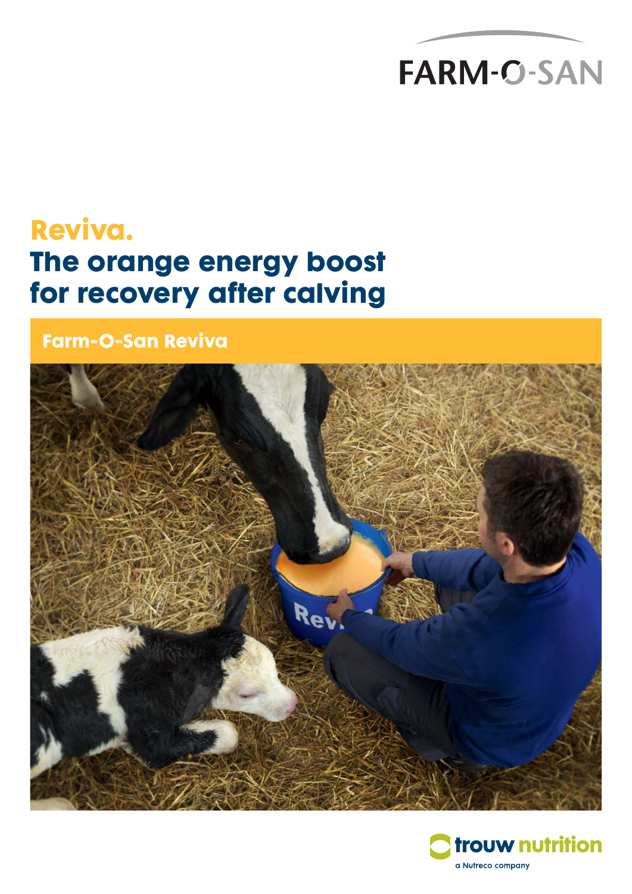FARM-O-SAN

# Reviva.
# The orange energy boost for recovery after calving

## Farm-O-San Reviva

trouw nutrition

a Nutreco company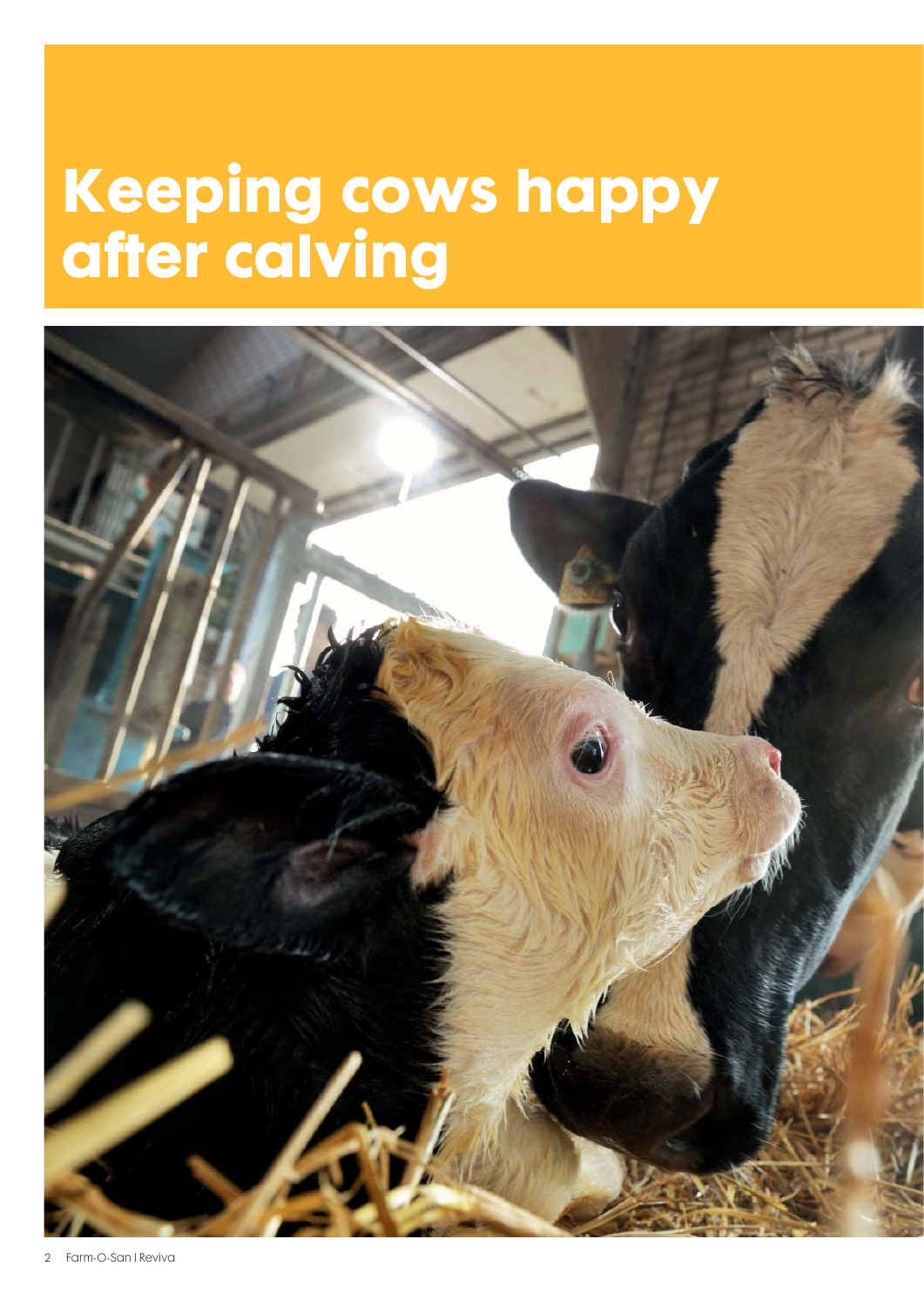# Keeping cows happy after calving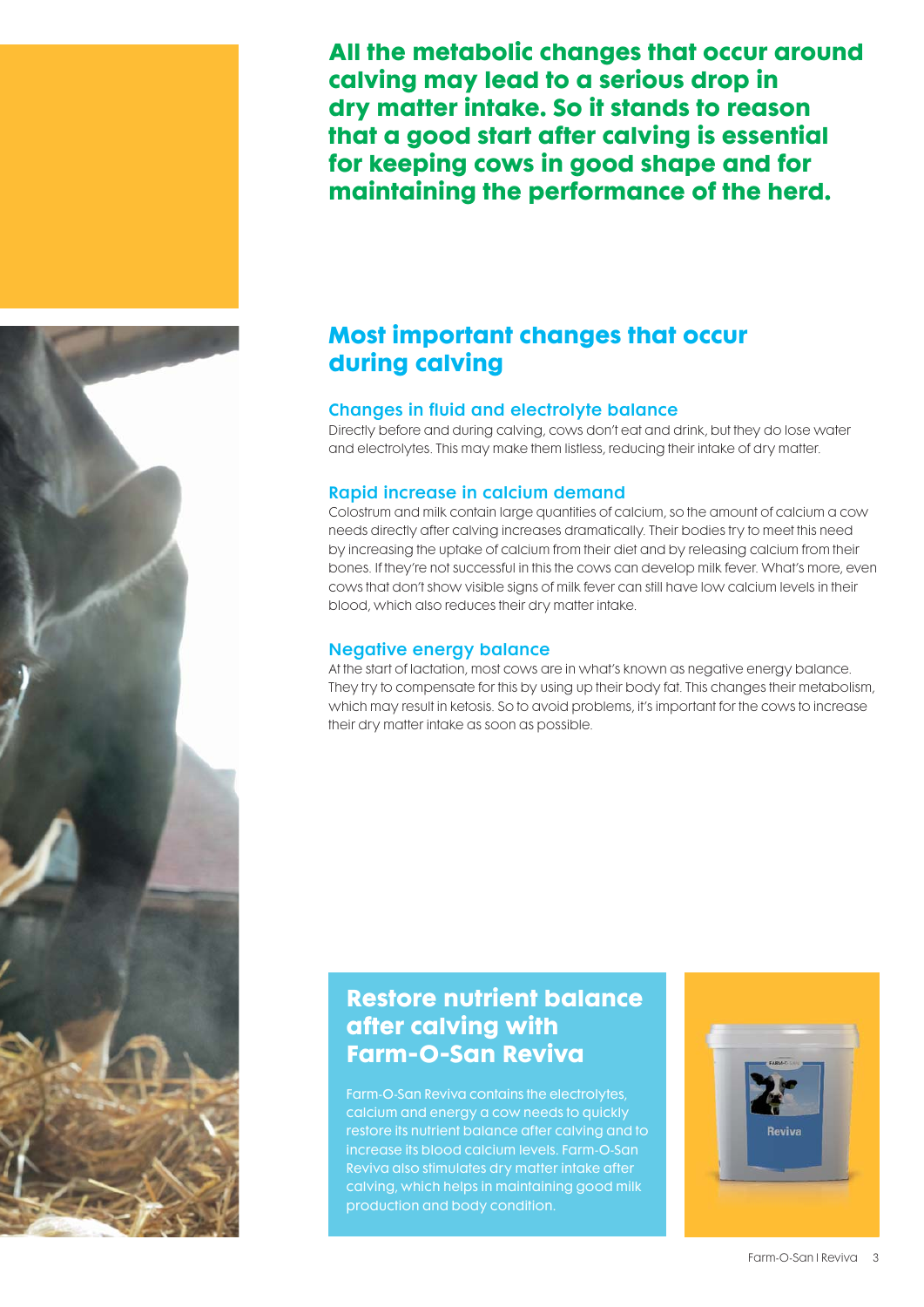**All the metabolic changes that occur around calving may lead to a serious drop in dry matter intake. So it stands to reason that a good start after calving is essential for keeping cows in good shape and for maintaining the performance of the herd.**

## Most important changes that occur during calving

### Changes in fluid and electrolyte balance

Directly before and during calving, cows don't eat and drink, but they do lose water and electrolytes. This may make them listless, reducing their intake of dry matter.

### Rapid increase in calcium demand

Colostrum and milk contain large quantities of calcium, so the amount of calcium a cow needs directly after calving increases dramatically. Their bodies try to meet this need by increasing the uptake of calcium from their diet and by releasing calcium from their bones. If they're not successful in this the cows can develop milk fever. What's more, even cows that don't show visible signs of milk fever can still have low calcium levels in their blood, which also reduces their dry matter intake.

### Negative energy balance

At the start of lactation, most cows are in what's known as negative energy balance. They try to compensate for this by using up their body fat. This changes their metabolism, which may result in ketosis. So to avoid problems, it's important for the cows to increase their dry matter intake as soon as possible.

## Restore nutrient balance after calving with Farm-O-San Reviva

Farm-O-San Reviva contains the electrolytes, calcium and energy a cow needs to quickly restore its nutrient balance after calving and to increase its blood calcium levels. Farm-O-San Reviva also stimulates dry matter intake after calving, which helps in maintaining good milk production and body condition.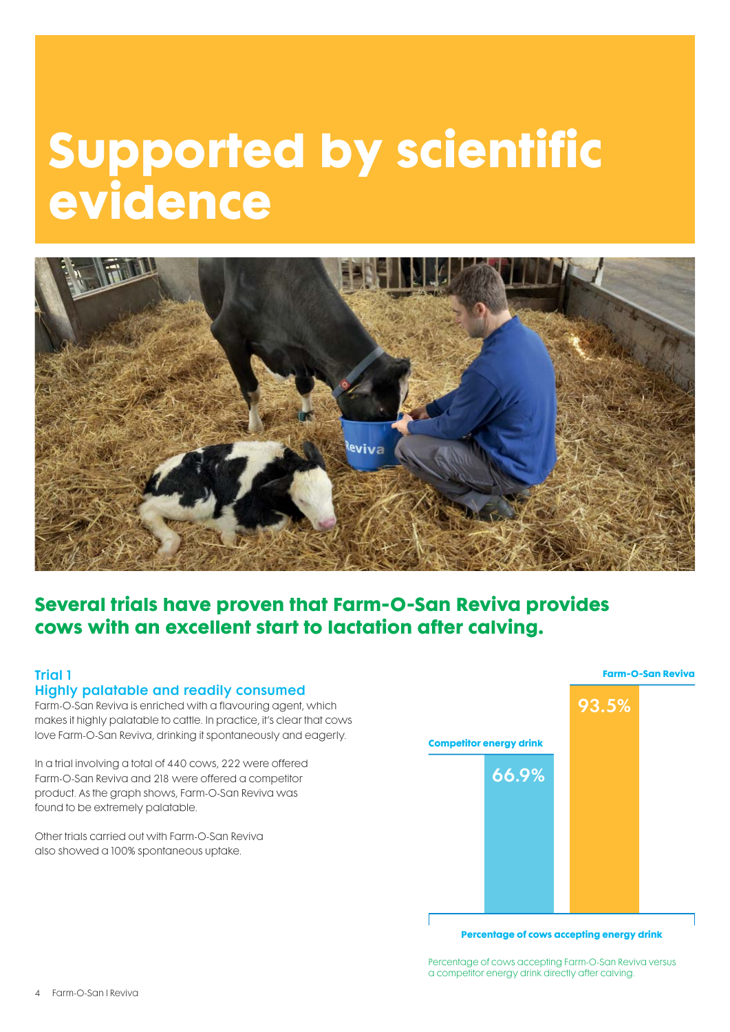# Supported by scientific evidence

## Several trials have proven that Farm-O-San Reviva provides cows with an excellent start to lactation after calving.

### Trial 1
### Highly palatable and readily consumed

Farm-O-San Reviva is enriched with a flavouring agent, which makes it highly palatable to cattle. In practice, it's clear that cows love Farm-O-San Reviva, drinking it spontaneously and eagerly.

In a trial involving a total of 440 cows, 222 were offered Farm-O-San Reviva and 218 were offered a competitor product. As the graph shows, Farm-O-San Reviva was found to be extremely palatable.

Other trials carried out with Farm-O-San Reviva also showed a 100% spontaneous uptake.

| Percentage of cows accepting energy drink | |
|---|---|
| Competitor energy drink | 66.9% |
| Farm-O-San Reviva | 93.5% |

Percentage of cows accepting Farm-O-San Reviva versus a competitor energy drink directly after calving.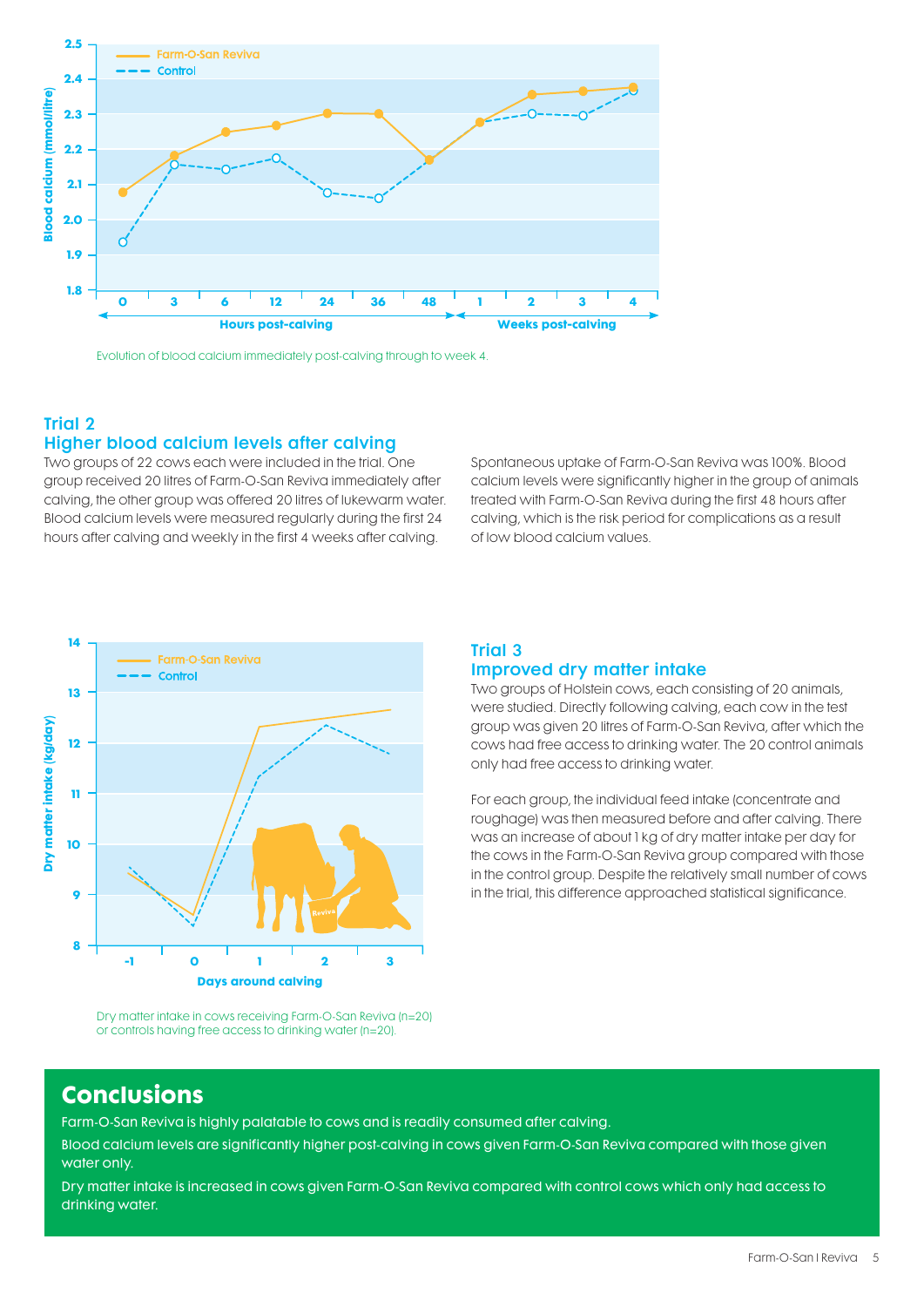Evolution of blood calcium immediately post-calving through to week 4.

## Trial 2
## Higher blood calcium levels after calving

Two groups of 22 cows each were included in the trial. One group received 20 litres of Farm-O-San Reviva immediately after calving, the other group was offered 20 litres of lukewarm water. Blood calcium levels were measured regularly during the first 24 hours after calving and weekly in the first 4 weeks after calving.

Spontaneous uptake of Farm-O-San Reviva was 100%. Blood calcium levels were significantly higher in the group of animals treated with Farm-O-San Reviva during the first 48 hours after calving, which is the risk period for complications as a result of low blood calcium values.

Dry matter intake in cows receiving Farm-O-San Reviva (n=20) or controls having free access to drinking water (n=20).

## Trial 3
## Improved dry matter intake

Two groups of Holstein cows, each consisting of 20 animals, were studied. Directly following calving, each cow in the test group was given 20 litres of Farm-O-San Reviva, after which the cows had free access to drinking water. The 20 control animals only had free access to drinking water.

For each group, the individual feed intake (concentrate and roughage) was then measured before and after calving. There was an increase of about 1 kg of dry matter intake per day for the cows in the Farm-O-San Reviva group compared with those in the control group. Despite the relatively small number of cows in the trial, this difference approached statistical significance.

# Conclusions

Farm-O-San Reviva is highly palatable to cows and is readily consumed after calving.

Blood calcium levels are significantly higher post-calving in cows given Farm-O-San Reviva compared with those given water only.

Dry matter intake is increased in cows given Farm-O-San Reviva compared with control cows which only had access to drinking water.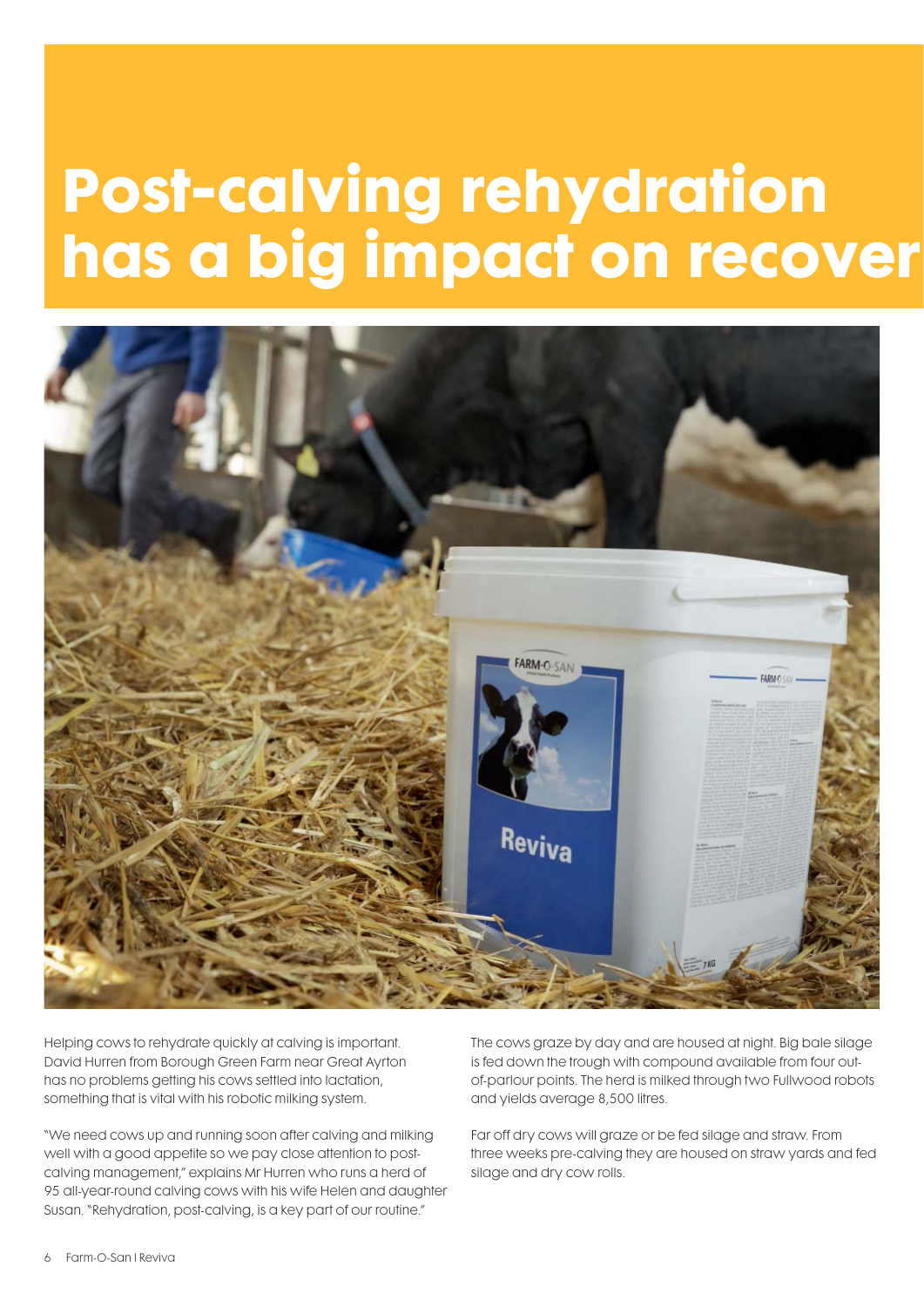# Post-calving rehydration has a big impact on recover

Helping cows to rehydrate quickly at calving is important. David Hurren from Borough Green Farm near Great Ayrton has no problems getting his cows settled into lactation, something that is vital with his robotic milking system.

"We need cows up and running soon after calving and milking well with a good appetite so we pay close attention to post-calving management," explains Mr Hurren who runs a herd of 95 all-year-round calving cows with his wife Helen and daughter Susan. "Rehydration, post-calving, is a key part of our routine."

The cows graze by day and are housed at night. Big bale silage is fed down the trough with compound available from four out-of-parlour points. The herd is milked through two Fullwood robots and yields average 8,500 litres.

Far off dry cows will graze or be fed silage and straw. From three weeks pre-calving they are housed on straw yards and fed silage and dry cow rolls.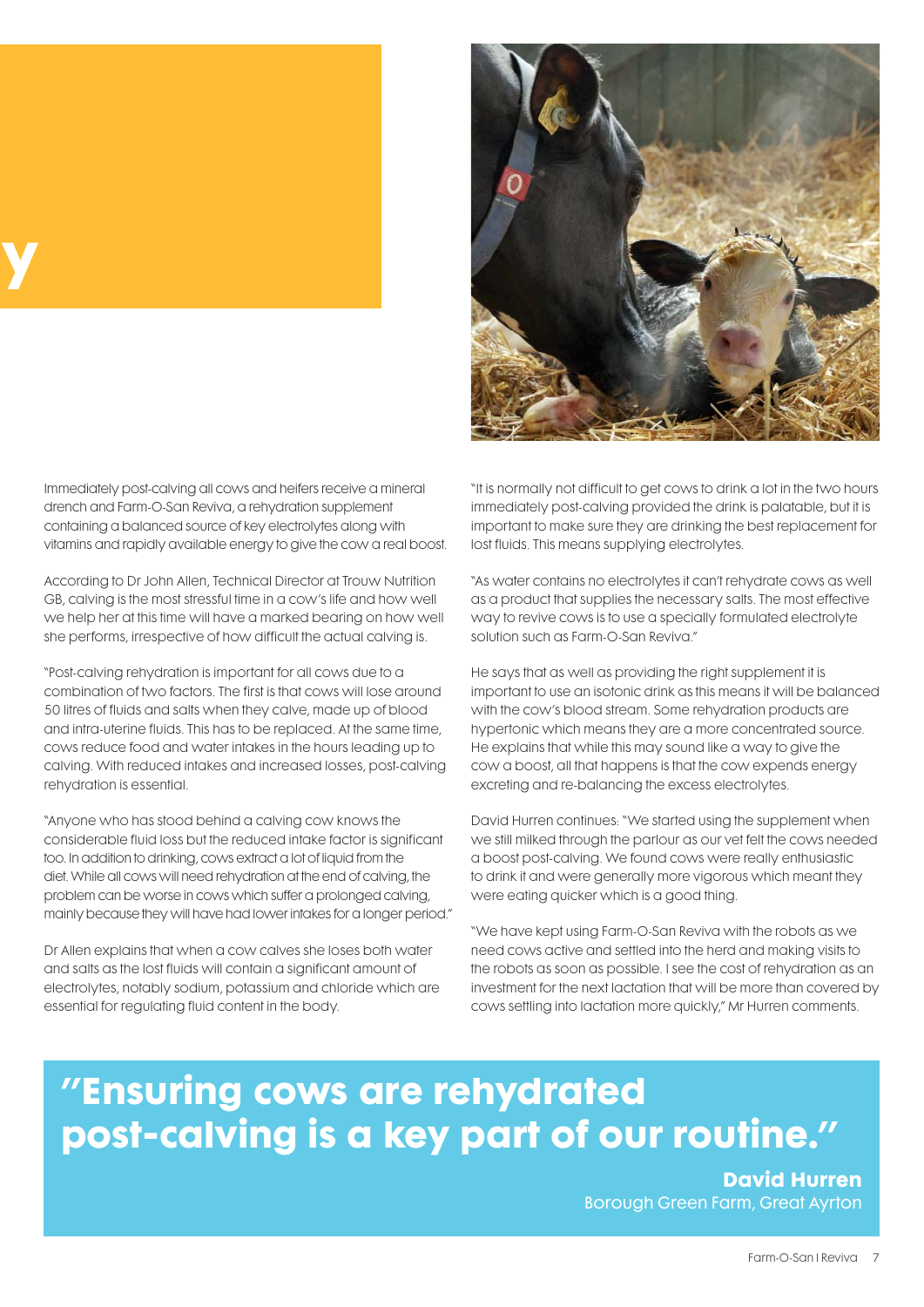Immediately post-calving all cows and heifers receive a mineral drench and Farm-O-San Reviva, a rehydration supplement containing a balanced source of key electrolytes along with vitamins and rapidly available energy to give the cow a real boost.

According to Dr John Allen, Technical Director at Trouw Nutrition GB, calving is the most stressful time in a cow's life and how well we help her at this time will have a marked bearing on how well she performs, irrespective of how difficult the actual calving is.

"Post-calving rehydration is important for all cows due to a combination of two factors. The first is that cows will lose around 50 litres of fluids and salts when they calve, made up of blood and intra-uterine fluids. This has to be replaced. At the same time, cows reduce food and water intakes in the hours leading up to calving. With reduced intakes and increased losses, post-calving rehydration is essential.

"Anyone who has stood behind a calving cow knows the considerable fluid loss but the reduced intake factor is significant too. In addition to drinking, cows extract a lot of liquid from the diet. While all cows will need rehydration at the end of calving, the problem can be worse in cows which suffer a prolonged calving, mainly because they will have had lower intakes for a longer period."

Dr Allen explains that when a cow calves she loses both water and salts as the lost fluids will contain a significant amount of electrolytes, notably sodium, potassium and chloride which are essential for regulating fluid content in the body.

"It is normally not difficult to get cows to drink a lot in the two hours immediately post-calving provided the drink is palatable, but it is important to make sure they are drinking the best replacement for lost fluids. This means supplying electrolytes.

"As water contains no electrolytes it can't rehydrate cows as well as a product that supplies the necessary salts. The most effective way to revive cows is to use a specially formulated electrolyte solution such as Farm-O-San Reviva."

He says that as well as providing the right supplement it is important to use an isotonic drink as this means it will be balanced with the cow's blood stream. Some rehydration products are hypertonic which means they are a more concentrated source. He explains that while this may sound like a way to give the cow a boost, all that happens is that the cow expends energy excreting and re-balancing the excess electrolytes.

David Hurren continues: "We started using the supplement when we still milked through the parlour as our vet felt the cows needed a boost post-calving. We found cows were really enthusiastic to drink it and were generally more vigorous which meant they were eating quicker which is a good thing.

"We have kept using Farm-O-San Reviva with the robots as we need cows active and settled into the herd and making visits to the robots as soon as possible. I see the cost of rehydration as an investment for the next lactation that will be more than covered by cows settling into lactation more quickly," Mr Hurren comments.

> **"Ensuring cows are rehydrated post-calving is a key part of our routine."**
>
> **David Hurren**
> Borough Green Farm, Great Ayrton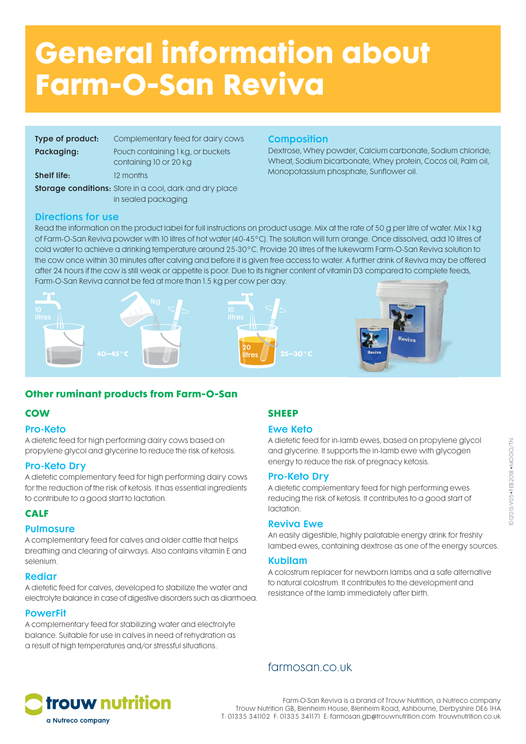# General information about Farm-O-San Reviva

**Type of product:** Complementary feed for dairy cows

**Packaging:** Pouch containing 1 kg, or buckets containing 10 or 20 kg

**Shelf life:** 12 months

**Storage conditions:** Store in a cool, dark and dry place in sealed packaging

## Composition

Dextrose, Whey powder, Calcium carbonate, Sodium chloride, Wheat, Sodium bicarbonate, Whey protein, Cocos oil, Palm oil, Monopotassium phosphate, Sunflower oil.

## Directions for use

Read the information on the product label for full instructions on product usage. Mix at the rate of 50 g per litre of water. Mix 1 kg of Farm-O-San Reviva powder with 10 litres of hot water (40-45°C). The solution will turn orange. Once dissolved, add 10 litres of cold water to achieve a drinking temperature around 25-30°C. Provide 20 litres of the lukewarm Farm-O-San Reviva solution to the cow once within 30 minutes after calving and before it is given free access to water. A further drink of Reviva may be offered after 24 hours if the cow is still weak or appetite is poor. Due to its higher content of vitamin D3 compared to complete feeds, Farm-O-San Reviva cannot be fed at more than 1.5 kg per cow per day.

10 litres
40–45°C
1kg
10 litres
20 litres
25–30°C

## Other ruminant products from Farm-O-San

### COW

**Pro-Keto**
A dietetic feed for high performing dairy cows based on propylene glycol and glycerine to reduce the risk of ketosis.

**Pro-Keto Dry**
A dietetic complementary feed for high performing dairy cows for the reduction of the risk of ketosis. It has essential ingredients to contribute to a good start to lactation.

### CALF

**Pulmosure**
A complementary feed for calves and older cattle that helps breathing and clearing of airways. Also contains vitamin E and selenium.

**Rediar**
A dietetic feed for calves, developed to stabilize the water and electrolyte balance in case of digestive disorders such as diarrhoea.

**PowerFit**
A complementary feed for stabilizing water and electrolyte balance. Suitable for use in calves in need of rehydration as a result of high temperatures and/or stressful situations.

### SHEEP

**Ewe Keto**
A dietetic feed for in-lamb ewes, based on propylene glycol and glycerine. It supports the in-lamb ewe with glycogen energy to reduce the risk of pregnacy ketosis.

**Pro-Keto Dry**
A dietetic complementary feed for high performing ewes reducing the risk of ketosis. It contributes to a good start of lactation.

**Reviva Ewe**
An easily digestible, highly palatable energy drink for freshly lambed ewes, containing dextrose as one of the energy sources.

**Kubilam**
A colostrum replacer for newborn lambs and a safe alternative to natural colostrum. It contributes to the development and resistance of the lamb immediately after birth.

farmosan.co.uk

trouw nutrition
a Nutreco company

Farm-O-San Reviva is a brand of Trouw Nutrition, a Nutreco company
Trouw Nutrition GB, Blenheim House, Blenheim Road, Ashbourne, Derbyshire DE6 1HA
T: 01335 341102 F: 01335 341171 E: farmosan.gb@trouwnutrition.com trouwnutrition.co.uk

1012015-V05 • FEB2018 • MOGO/TN